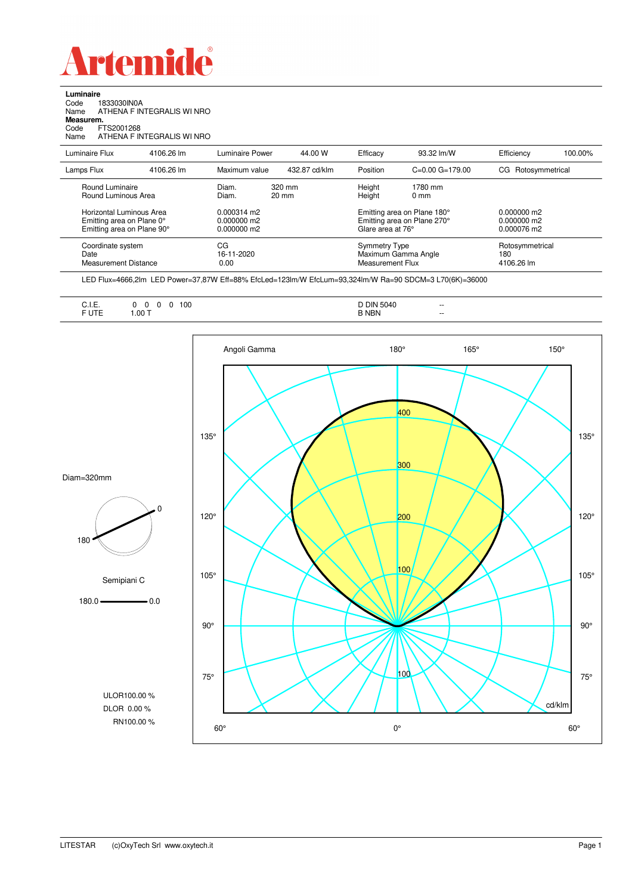# Artemide

**Luminaire**
Code 1833030IN0A
Name ATHENA F INTEGRALIS WI NRO
**Measurem.**
Code FTS2001268
Name ATHENA F INTEGRALIS WI NRO

| Luminaire Flux | 4106.26 lm | Luminaire Power | 44.00 W | Efficacy | 93.32 lm/W | Efficiency | 100.00% |
|---|---|---|---|---|---|---|---|
| Lamps Flux | 4106.26 lm | Maximum value | 432.87 cd/klm | Position | C=0.00 G=179.00 | CG | Rotosymmetrical |

| | | | |
|---|---|---|---|
| Round Luminaire<br>Round Luminous Area | Diam. 320 mm<br>Diam. 20 mm | Height 1780 mm<br>Height 0 mm | |
| Horizontal Luminous Area<br>Emitting area on Plane 0°<br>Emitting area on Plane 90° | 0.000314 m2<br>0.000000 m2<br>0.000000 m2 | Emitting area on Plane 180°<br>Emitting area on Plane 270°<br>Glare area at 76° | 0.000000 m2<br>0.000000 m2<br>0.000076 m2 |
| Coordinate system<br>Date<br>Measurement Distance | CG<br>16-11-2020<br>0.00 | Symmetry Type<br>Maximum Gamma Angle<br>Measurement Flux | Rotosymmetrical<br>180<br>4106.26 lm |

LED Flux=4666,2lm LED Power=37,87W Eff=88% EfcLed=123lm/W EfcLum=93,324lm/W Ra=90 SDCM=3 L70(6K)=36000

| | | | |
|---|---|---|---|
| C.I.E. | 0 0 0 0 100 | D DIN 5040 | -- |
| F UTE | 1.00 T | B NBN | -- |

Diam=320mm

Semipiani C

180.0 — 0.0

ULOR100.00 %
DLOR 0.00 %
RN100.00 %

Angoli Gamma — 180°, 165°, 150°, 135°, 120°, 105°, 90°, 75°, 60°, 0° — cd/klm — 100, 200, 300, 400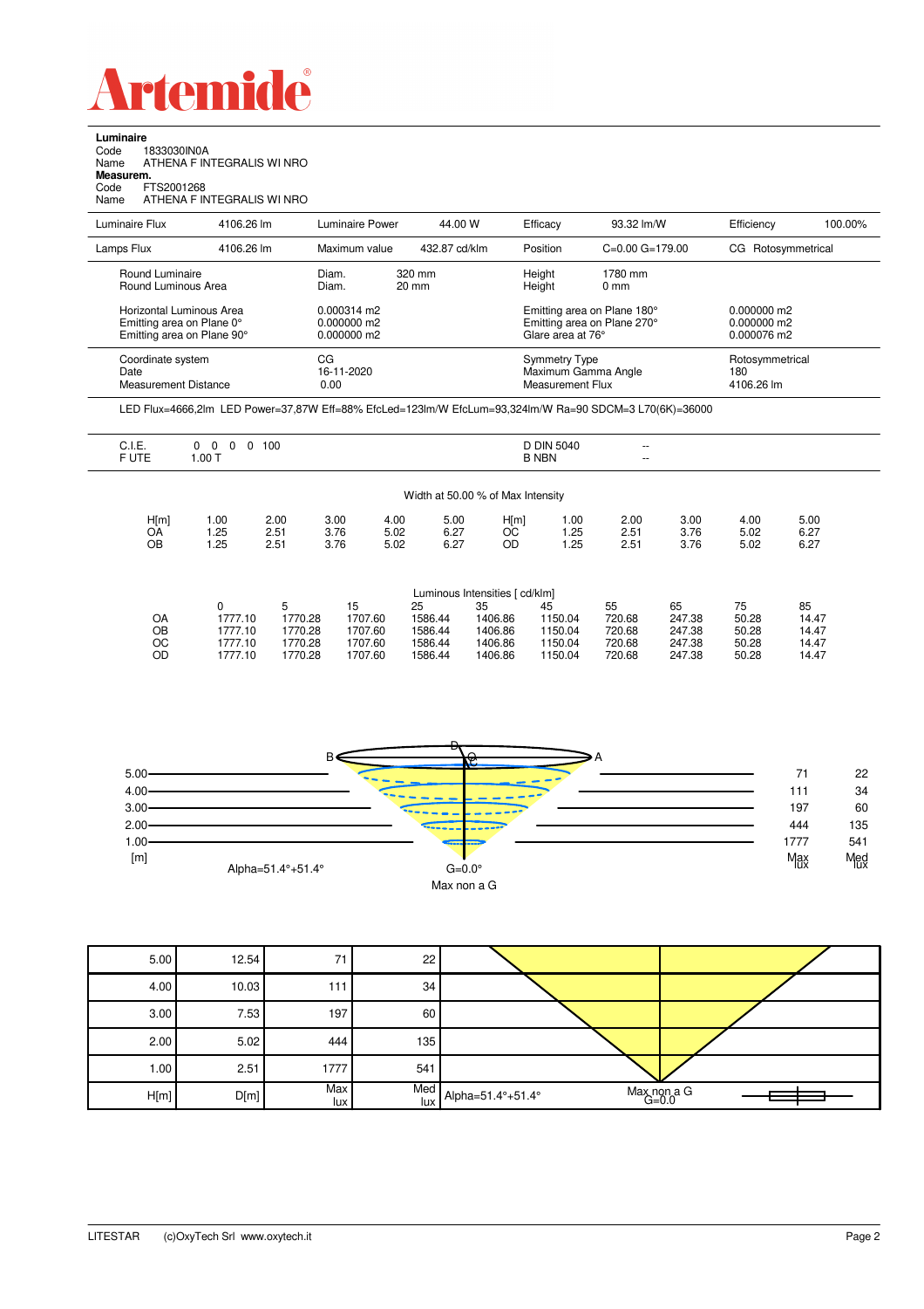# Artemide

**Luminaire**
Code 1833030IN0A
Name ATHENA F INTEGRALIS WI NRO
**Measurem.**
Code FTS2001268
Name ATHENA F INTEGRALIS WI NRO

| | | | | | | | |
|---|---|---|---|---|---|---|---|
| Luminaire Flux | 4106.26 lm | Luminaire Power | 44.00 W | Efficacy | 93.32 lm/W | Efficiency | 100.00% |
| Lamps Flux | 4106.26 lm | Maximum value | 432.87 cd/klm | Position | C=0.00 G=179.00 | CG | Rotosymmetrical |

| | | | | | | |
|---|---|---|---|---|---|---|
| Round Luminaire | Diam. | 320 mm | Height | 1780 mm | | |
| Round Luminous Area | Diam. | 20 mm | Height | 0 mm | | |
| Horizontal Luminous Area | 0.000314 m2 | | Emitting area on Plane 180° | | 0.000000 m2 | |
| Emitting area on Plane 0° | 0.000000 m2 | | Emitting area on Plane 270° | | 0.000000 m2 | |
| Emitting area on Plane 90° | 0.000000 m2 | | Glare area at 76° | | 0.000076 m2 | |
| Coordinate system | CG | | Symmetry Type | | Rotosymmetrical | |
| Date | 16-11-2020 | | Maximum Gamma Angle | | 180 | |
| Measurement Distance | 0.00 | | Measurement Flux | | 4106.26 lm | |

LED Flux=4666,2lm LED Power=37,87W Eff=88% EfcLed=123lm/W EfcLum=93,324lm/W Ra=90 SDCM=3 L70(6K)=36000

| | | | |
|---|---|---|---|
| C.I.E. | 0 0 0 0 100 | D DIN 5040 | -- |
| F UTE | 1.00 T | B NBN | -- |

Width at 50.00 % of Max Intensity

| H[m] | 1.00 | 2.00 | 3.00 | 4.00 | 5.00 | H[m] | 1.00 | 2.00 | 3.00 | 4.00 | 5.00 |
|---|---|---|---|---|---|---|---|---|---|---|---|
| OA | 1.25 | 2.51 | 3.76 | 5.02 | 6.27 | OC | 1.25 | 2.51 | 3.76 | 5.02 | 6.27 |
| OB | 1.25 | 2.51 | 3.76 | 5.02 | 6.27 | OD | 1.25 | 2.51 | 3.76 | 5.02 | 6.27 |

Luminous Intensities [ cd/klm]

| | 0 | 5 | 15 | 25 | 35 | 45 | 55 | 65 | 75 | 85 |
|---|---|---|---|---|---|---|---|---|---|---|
| OA | 1777.10 | 1770.28 | 1707.60 | 1586.44 | 1406.86 | 1150.04 | 720.68 | 247.38 | 50.28 | 14.47 |
| OB | 1777.10 | 1770.28 | 1707.60 | 1586.44 | 1406.86 | 1150.04 | 720.68 | 247.38 | 50.28 | 14.47 |
| OC | 1777.10 | 1770.28 | 1707.60 | 1586.44 | 1406.86 | 1150.04 | 720.68 | 247.38 | 50.28 | 14.47 |
| OD | 1777.10 | 1770.28 | 1707.60 | 1586.44 | 1406.86 | 1150.04 | 720.68 | 247.38 | 50.28 | 14.47 |

B D C A
5.00 4.00 3.00 2.00 1.00 [m]
71 22
111 34
197 60
444 135
1777 541
Max lux Med lux
Alpha=51.4°+51.4°
G=0.0°
Max non a G

| H[m] | D[m] | Max lux | Med lux |
|---|---|---|---|
| 5.00 | 12.54 | 71 | 22 |
| 4.00 | 10.03 | 111 | 34 |
| 3.00 | 7.53 | 197 | 60 |
| 2.00 | 5.02 | 444 | 135 |
| 1.00 | 2.51 | 1777 | 541 |

Alpha=51.4°+51.4° Max non a G G=0.0

LITESTAR (c)OxyTech Srl www.oxytech.it